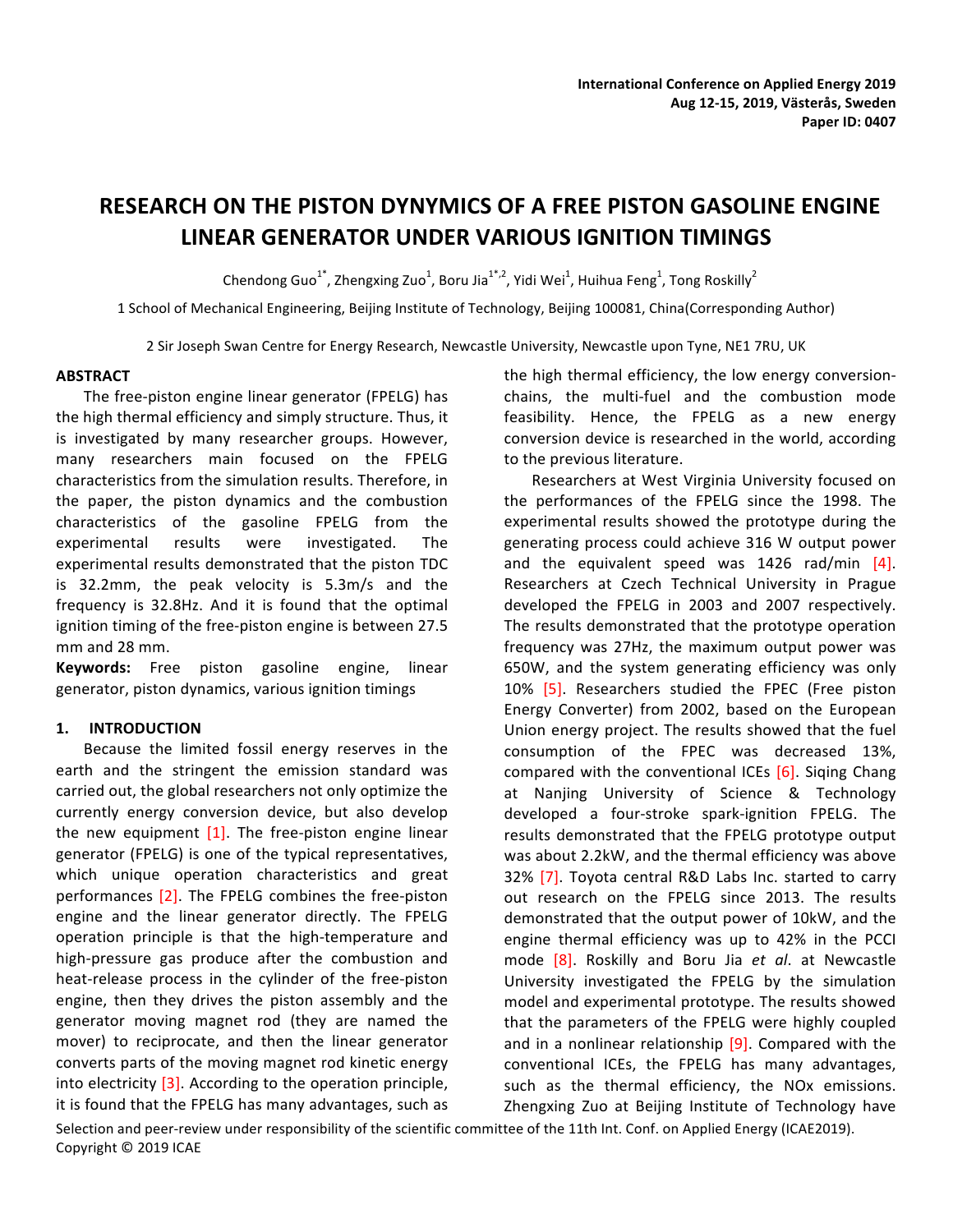International Conference on Applied Energy 2019
Aug 12-15, 2019, Västerås, Sweden
Paper ID: 0407

# RESEARCH ON THE PISTON DYNYMICS OF A FREE PISTON GASOLINE ENGINE LINEAR GENERATOR UNDER VARIOUS IGNITION TIMINGS

Chendong Guo[1*], Zhengxing Zuo[1], Boru Jia[1*,2], Yidi Wei[1], Huihua Feng[1], Tong Roskilly[2]

1 School of Mechanical Engineering, Beijing Institute of Technology, Beijing 100081, China(Corresponding Author)

2 Sir Joseph Swan Centre for Energy Research, Newcastle University, Newcastle upon Tyne, NE1 7RU, UK

## ABSTRACT

The free-piston engine linear generator (FPELG) has the high thermal efficiency and simply structure. Thus, it is investigated by many researcher groups. However, many researchers main focused on the FPELG characteristics from the simulation results. Therefore, in the paper, the piston dynamics and the combustion characteristics of the gasoline FPELG from the experimental results were investigated. The experimental results demonstrated that the piston TDC is 32.2mm, the peak velocity is 5.3m/s and the frequency is 32.8Hz. And it is found that the optimal ignition timing of the free-piston engine is between 27.5 mm and 28 mm.

**Keywords:** Free piston gasoline engine, linear generator, piston dynamics, various ignition timings

## 1. INTRODUCTION

Because the limited fossil energy reserves in the earth and the stringent the emission standard was carried out, the global researchers not only optimize the currently energy conversion device, but also develop the new equipment [1]. The free-piston engine linear generator (FPELG) is one of the typical representatives, which unique operation characteristics and great performances [2]. The FPELG combines the free-piston engine and the linear generator directly. The FPELG operation principle is that the high-temperature and high-pressure gas produce after the combustion and heat-release process in the cylinder of the free-piston engine, then they drives the piston assembly and the generator moving magnet rod (they are named the mover) to reciprocate, and then the linear generator converts parts of the moving magnet rod kinetic energy into electricity [3]. According to the operation principle, it is found that the FPELG has many advantages, such as the high thermal efficiency, the low energy conversion-chains, the multi-fuel and the combustion mode feasibility. Hence, the FPELG as a new energy conversion device is researched in the world, according to the previous literature.

Researchers at West Virginia University focused on the performances of the FPELG since the 1998. The experimental results showed the prototype during the generating process could achieve 316 W output power and the equivalent speed was 1426 rad/min [4]. Researchers at Czech Technical University in Prague developed the FPELG in 2003 and 2007 respectively. The results demonstrated that the prototype operation frequency was 27Hz, the maximum output power was 650W, and the system generating efficiency was only 10% [5]. Researchers studied the FPEC (Free piston Energy Converter) from 2002, based on the European Union energy project. The results showed that the fuel consumption of the FPEC was decreased 13%, compared with the conventional ICEs [6]. Siqing Chang at Nanjing University of Science & Technology developed a four-stroke spark-ignition FPELG. The results demonstrated that the FPELG prototype output was about 2.2kW, and the thermal efficiency was above 32% [7]. Toyota central R&D Labs Inc. started to carry out research on the FPELG since 2013. The results demonstrated that the output power of 10kW, and the engine thermal efficiency was up to 42% in the PCCI mode [8]. Roskilly and Boru Jia *et al.* at Newcastle University investigated the FPELG by the simulation model and experimental prototype. The results showed that the parameters of the FPELG were highly coupled and in a nonlinear relationship [9]. Compared with the conventional ICEs, the FPELG has many advantages, such as the thermal efficiency, the NOx emissions. Zhengxing Zuo at Beijing Institute of Technology have

Selection and peer-review under responsibility of the scientific committee of the 11th Int. Conf. on Applied Energy (ICAE2019).
Copyright © 2019 ICAE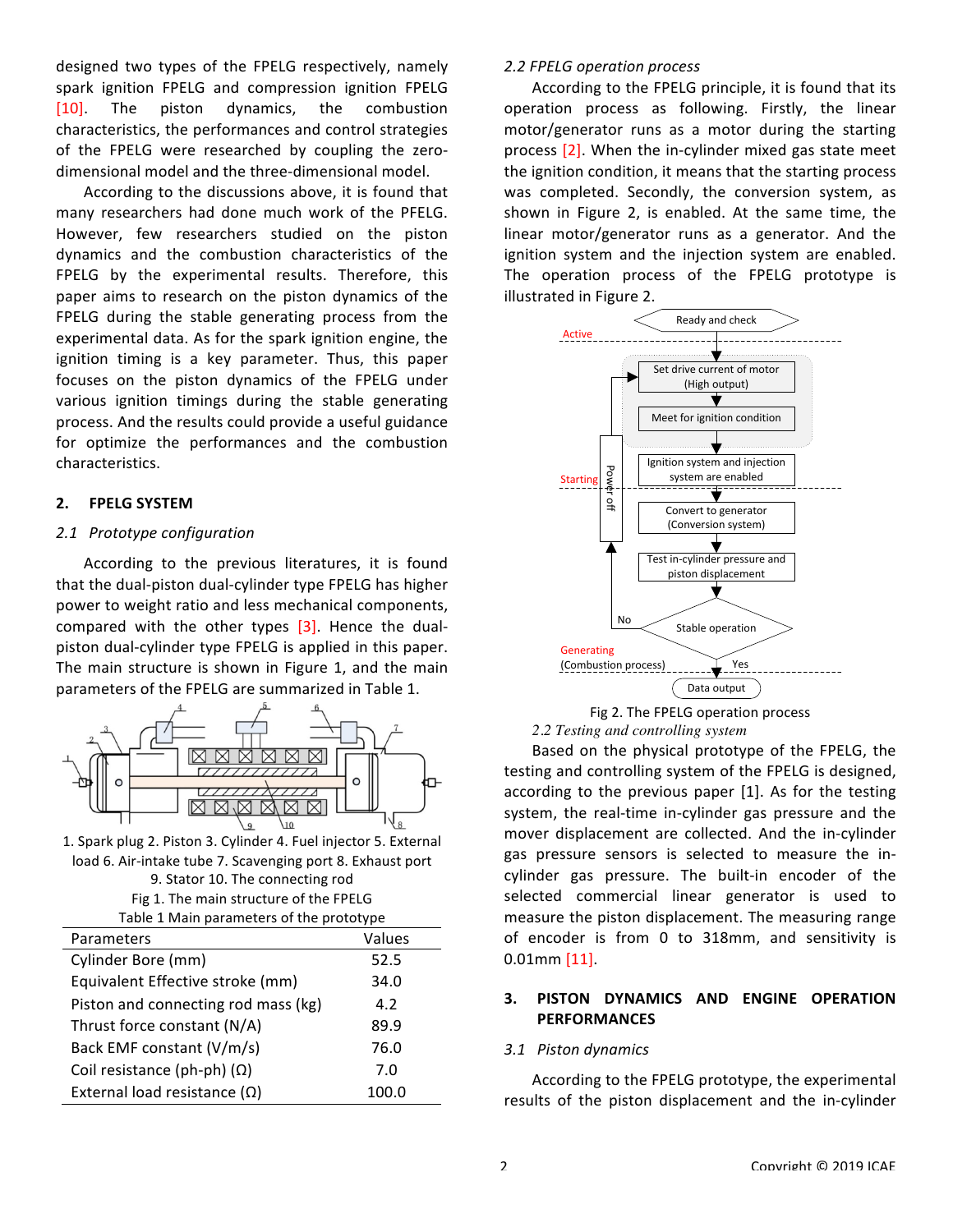designed two types of the FPELG respectively, namely spark ignition FPELG and compression ignition FPELG [10]. The piston dynamics, the combustion characteristics, the performances and control strategies of the FPELG were researched by coupling the zero-dimensional model and the three-dimensional model.

According to the discussions above, it is found that many researchers had done much work of the PFELG. However, few researchers studied on the piston dynamics and the combustion characteristics of the FPELG by the experimental results. Therefore, this paper aims to research on the piston dynamics of the FPELG during the stable generating process from the experimental data. As for the spark ignition engine, the ignition timing is a key parameter. Thus, this paper focuses on the piston dynamics of the FPELG under various ignition timings during the stable generating process. And the results could provide a useful guidance for optimize the performances and the combustion characteristics.

## 2. FPELG SYSTEM

### 2.1 Prototype configuration

According to the previous literatures, it is found that the dual-piston dual-cylinder type FPELG has higher power to weight ratio and less mechanical components, compared with the other types [3]. Hence the dual-piston dual-cylinder type FPELG is applied in this paper. The main structure is shown in Figure 1, and the main parameters of the FPELG are summarized in Table 1.

1. Spark plug 2. Piston 3. Cylinder 4. Fuel injector 5. External load 6. Air-intake tube 7. Scavenging port 8. Exhaust port 9. Stator 10. The connecting rod

Fig 1. The main structure of the FPELG

Table 1 Main parameters of the prototype

| Parameters | Values |
|---|---|
| Cylinder Bore (mm) | 52.5 |
| Equivalent Effective stroke (mm) | 34.0 |
| Piston and connecting rod mass (kg) | 4.2 |
| Thrust force constant (N/A) | 89.9 |
| Back EMF constant (V/m/s) | 76.0 |
| Coil resistance (ph-ph) (Ω) | 7.0 |
| External load resistance (Ω) | 100.0 |

### 2.2 FPELG operation process

According to the FPELG principle, it is found that its operation process as following. Firstly, the linear motor/generator runs as a motor during the starting process [2]. When the in-cylinder mixed gas state meet the ignition condition, it means that the starting process was completed. Secondly, the conversion system, as shown in Figure 2, is enabled. At the same time, the linear motor/generator runs as a generator. And the ignition system and the injection system are enabled. The operation process of the FPELG prototype is illustrated in Figure 2.

Fig 2. The FPELG operation process

### 2.2 Testing and controlling system

Based on the physical prototype of the FPELG, the testing and controlling system of the FPELG is designed, according to the previous paper [1]. As for the testing system, the real-time in-cylinder gas pressure and the mover displacement are collected. And the in-cylinder gas pressure sensors is selected to measure the in-cylinder gas pressure. The built-in encoder of the selected commercial linear generator is used to measure the piston displacement. The measuring range of encoder is from 0 to 318mm, and sensitivity is 0.01mm [11].

## 3. PISTON DYNAMICS AND ENGINE OPERATION PERFORMANCES

### 3.1 Piston dynamics

According to the FPELG prototype, the experimental results of the piston displacement and the in-cylinder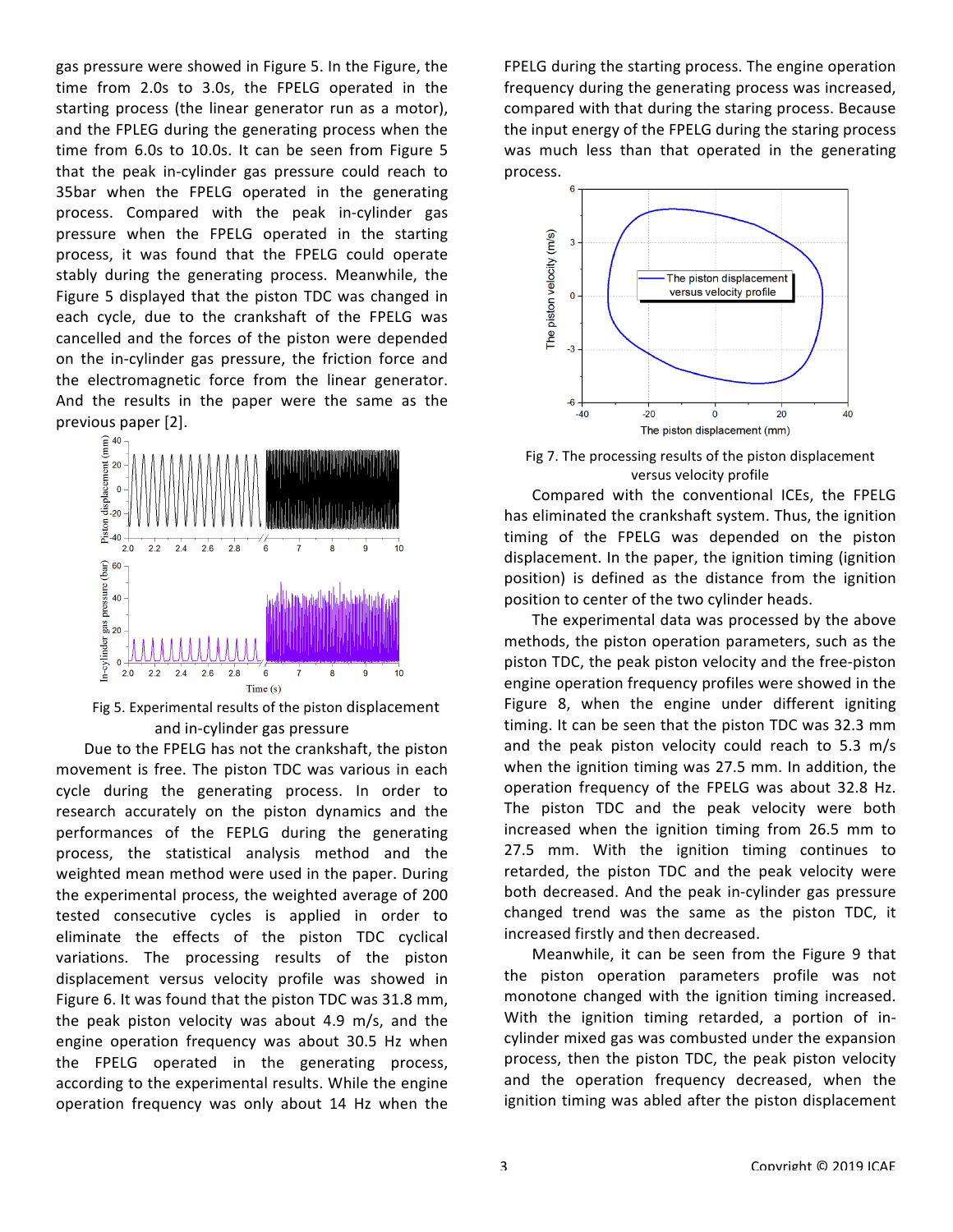gas pressure were showed in Figure 5. In the Figure, the time from 2.0s to 3.0s, the FPELG operated in the starting process (the linear generator run as a motor), and the FPLEG during the generating process when the time from 6.0s to 10.0s. It can be seen from Figure 5 that the peak in-cylinder gas pressure could reach to 35bar when the FPELG operated in the generating process. Compared with the peak in-cylinder gas pressure when the FPELG operated in the starting process, it was found that the FPELG could operate stably during the generating process. Meanwhile, the Figure 5 displayed that the piston TDC was changed in each cycle, due to the crankshaft of the FPELG was cancelled and the forces of the piston were depended on the in-cylinder gas pressure, the friction force and the electromagnetic force from the linear generator. And the results in the paper were the same as the previous paper [2].

Fig 5. Experimental results of the piston displacement and in-cylinder gas pressure

Due to the FPELG has not the crankshaft, the piston movement is free. The piston TDC was various in each cycle during the generating process. In order to research accurately on the piston dynamics and the performances of the FEPLG during the generating process, the statistical analysis method and the weighted mean method were used in the paper. During the experimental process, the weighted average of 200 tested consecutive cycles is applied in order to eliminate the effects of the piston TDC cyclical variations. The processing results of the piston displacement versus velocity profile was showed in Figure 6. It was found that the piston TDC was 31.8 mm, the peak piston velocity was about 4.9 m/s, and the engine operation frequency was about 30.5 Hz when the FPELG operated in the generating process, according to the experimental results. While the engine operation frequency was only about 14 Hz when the FPELG during the starting process. The engine operation frequency during the generating process was increased, compared with that during the staring process. Because the input energy of the FPELG during the staring process was much less than that operated in the generating process.

Fig 7. The processing results of the piston displacement versus velocity profile

Compared with the conventional ICEs, the FPELG has eliminated the crankshaft system. Thus, the ignition timing of the FPELG was depended on the piston displacement. In the paper, the ignition timing (ignition position) is defined as the distance from the ignition position to center of the two cylinder heads.

The experimental data was processed by the above methods, the piston operation parameters, such as the piston TDC, the peak piston velocity and the free-piston engine operation frequency profiles were showed in the Figure 8, when the engine under different igniting timing. It can be seen that the piston TDC was 32.3 mm and the peak piston velocity could reach to 5.3 m/s when the ignition timing was 27.5 mm. In addition, the operation frequency of the FPELG was about 32.8 Hz. The piston TDC and the peak velocity were both increased when the ignition timing from 26.5 mm to 27.5 mm. With the ignition timing continues to retarded, the piston TDC and the peak velocity were both decreased. And the peak in-cylinder gas pressure changed trend was the same as the piston TDC, it increased firstly and then decreased.

Meanwhile, it can be seen from the Figure 9 that the piston operation parameters profile was not monotone changed with the ignition timing increased. With the ignition timing retarded, a portion of in-cylinder mixed gas was combusted under the expansion process, then the piston TDC, the peak piston velocity and the operation frequency decreased, when the ignition timing was abled after the piston displacement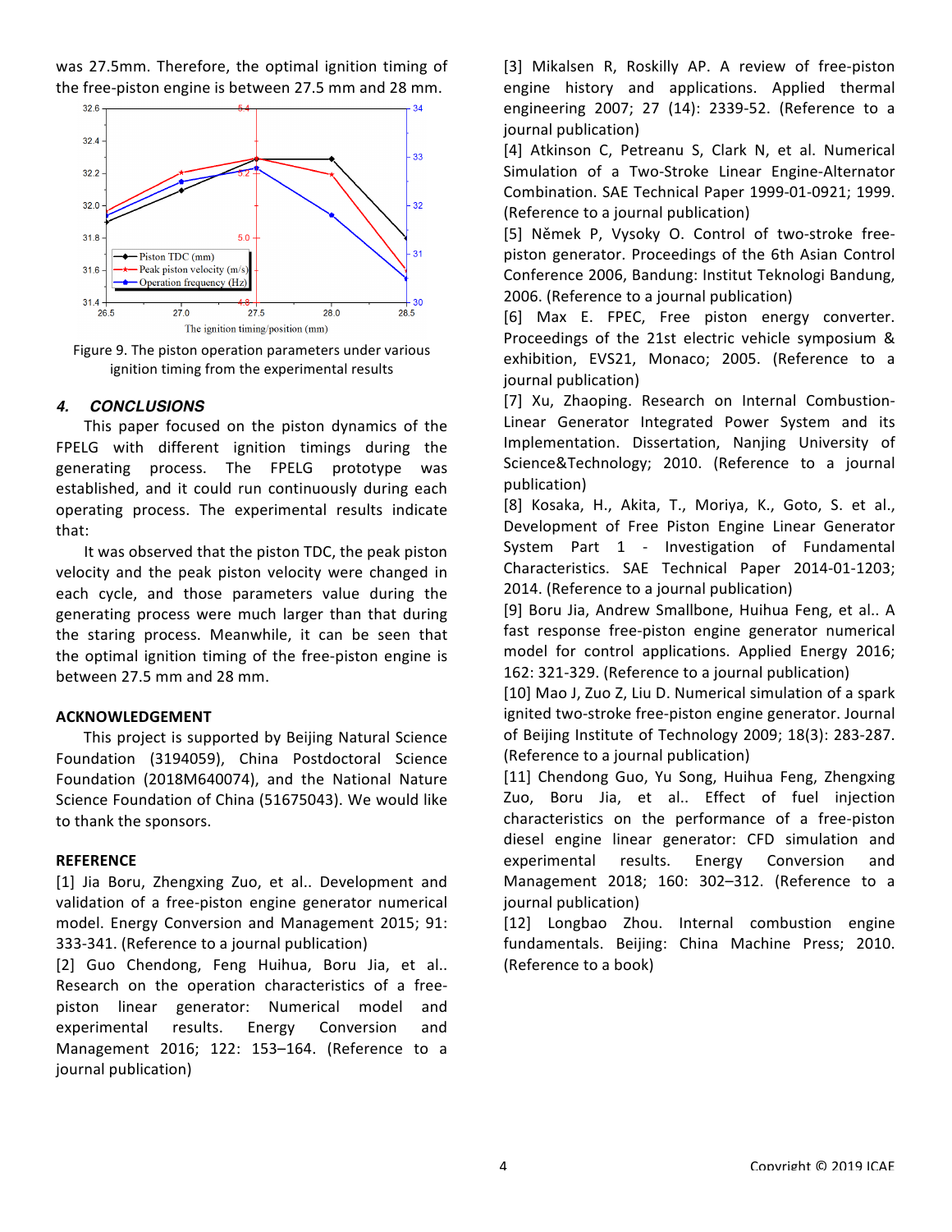was 27.5mm. Therefore, the optimal ignition timing of the free-piston engine is between 27.5 mm and 28 mm.

32.6
32.4
32.2
32.0
31.8
31.6
31.4
26.5
27.0
27.5
28.0
28.5
5.4
5.2
5.0
4.8
34
33
32
31
30
Piston TDC (mm)
Peak piston velocity (m/s)
Operation frequency (Hz)
The ignition timing/position (mm)

Figure 9. The piston operation parameters under various ignition timing from the experimental results

## 4. CONCLUSIONS

This paper focused on the piston dynamics of the FPELG with different ignition timings during the generating process. The FPELG prototype was established, and it could run continuously during each operating process. The experimental results indicate that:

It was observed that the piston TDC, the peak piston velocity and the peak piston velocity were changed in each cycle, and those parameters value during the generating process were much larger than that during the staring process. Meanwhile, it can be seen that the optimal ignition timing of the free-piston engine is between 27.5 mm and 28 mm.

## ACKNOWLEDGEMENT

This project is supported by Beijing Natural Science Foundation (3194059), China Postdoctoral Science Foundation (2018M640074), and the National Nature Science Foundation of China (51675043). We would like to thank the sponsors.

## REFERENCE

[1] Jia Boru, Zhengxing Zuo, et al.. Development and validation of a free-piston engine generator numerical model. Energy Conversion and Management 2015; 91: 333-341. (Reference to a journal publication)

[2] Guo Chendong, Feng Huihua, Boru Jia, et al.. Research on the operation characteristics of a free-piston linear generator: Numerical model and experimental results. Energy Conversion and Management 2016; 122: 153–164. (Reference to a journal publication)

[3] Mikalsen R, Roskilly AP. A review of free-piston engine history and applications. Applied thermal engineering 2007; 27 (14): 2339-52. (Reference to a journal publication)

[4] Atkinson C, Petreanu S, Clark N, et al. Numerical Simulation of a Two-Stroke Linear Engine-Alternator Combination. SAE Technical Paper 1999-01-0921; 1999. (Reference to a journal publication)

[5] Němek P, Vysoky O. Control of two-stroke free-piston generator. Proceedings of the 6th Asian Control Conference 2006, Bandung: Institut Teknologi Bandung, 2006. (Reference to a journal publication)

[6] Max E. FPEC, Free piston energy converter. Proceedings of the 21st electric vehicle symposium & exhibition, EVS21, Monaco; 2005. (Reference to a journal publication)

[7] Xu, Zhaoping. Research on Internal Combustion-Linear Generator Integrated Power System and its Implementation. Dissertation, Nanjing University of Science&Technology; 2010. (Reference to a journal publication)

[8] Kosaka, H., Akita, T., Moriya, K., Goto, S. et al., Development of Free Piston Engine Linear Generator System Part 1 - Investigation of Fundamental Characteristics. SAE Technical Paper 2014-01-1203; 2014. (Reference to a journal publication)

[9] Boru Jia, Andrew Smallbone, Huihua Feng, et al.. A fast response free-piston engine generator numerical model for control applications. Applied Energy 2016; 162: 321-329. (Reference to a journal publication)

[10] Mao J, Zuo Z, Liu D. Numerical simulation of a spark ignited two-stroke free-piston engine generator. Journal of Beijing Institute of Technology 2009; 18(3): 283-287. (Reference to a journal publication)

[11] Chendong Guo, Yu Song, Huihua Feng, Zhengxing Zuo, Boru Jia, et al.. Effect of fuel injection characteristics on the performance of a free-piston diesel engine linear generator: CFD simulation and experimental results. Energy Conversion and Management 2018; 160: 302–312. (Reference to a journal publication)

[12] Longbao Zhou. Internal combustion engine fundamentals. Beijing: China Machine Press; 2010. (Reference to a book)